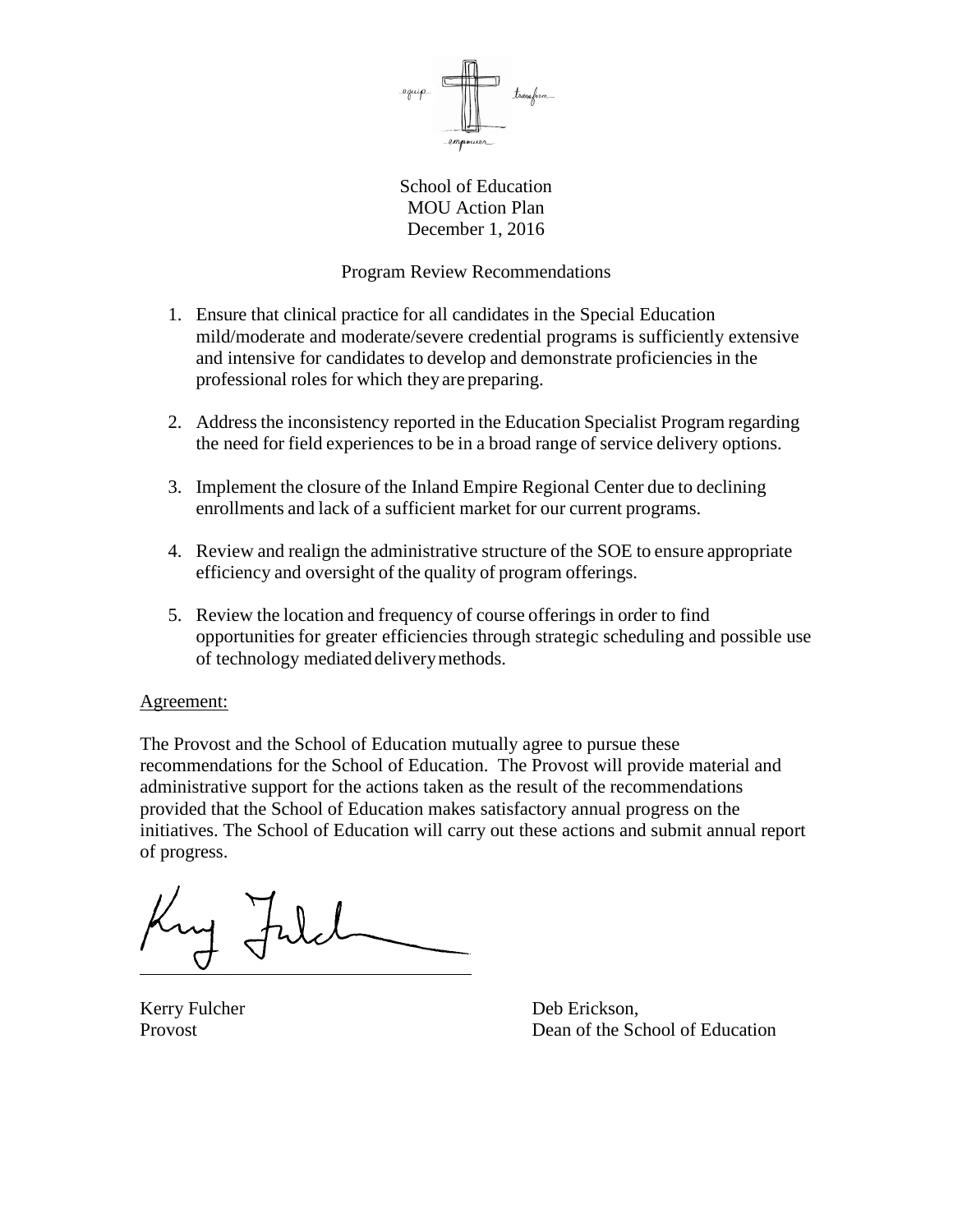School of Education
MOU Action Plan
December 1, 2016

Program Review Recommendations

1. Ensure that clinical practice for all candidates in the Special Education mild/moderate and moderate/severe credential programs is sufficiently extensive and intensive for candidates to develop and demonstrate proficiencies in the professional roles for which they are preparing.

2. Address the inconsistency reported in the Education Specialist Program regarding the need for field experiences to be in a broad range of service delivery options.

3. Implement the closure of the Inland Empire Regional Center due to declining enrollments and lack of a sufficient market for our current programs.

4. Review and realign the administrative structure of the SOE to ensure appropriate efficiency and oversight of the quality of program offerings.

5. Review the location and frequency of course offerings in order to find opportunities for greater efficiencies through strategic scheduling and possible use of technology mediated delivery methods.

Agreement:

The Provost and the School of Education mutually agree to pursue these recommendations for the School of Education. The Provost will provide material and administrative support for the actions taken as the result of the recommendations provided that the School of Education makes satisfactory annual progress on the initiatives. The School of Education will carry out these actions and submit annual report of progress.

Kerry Fulcher
Provost

Deb Erickson,
Dean of the School of Education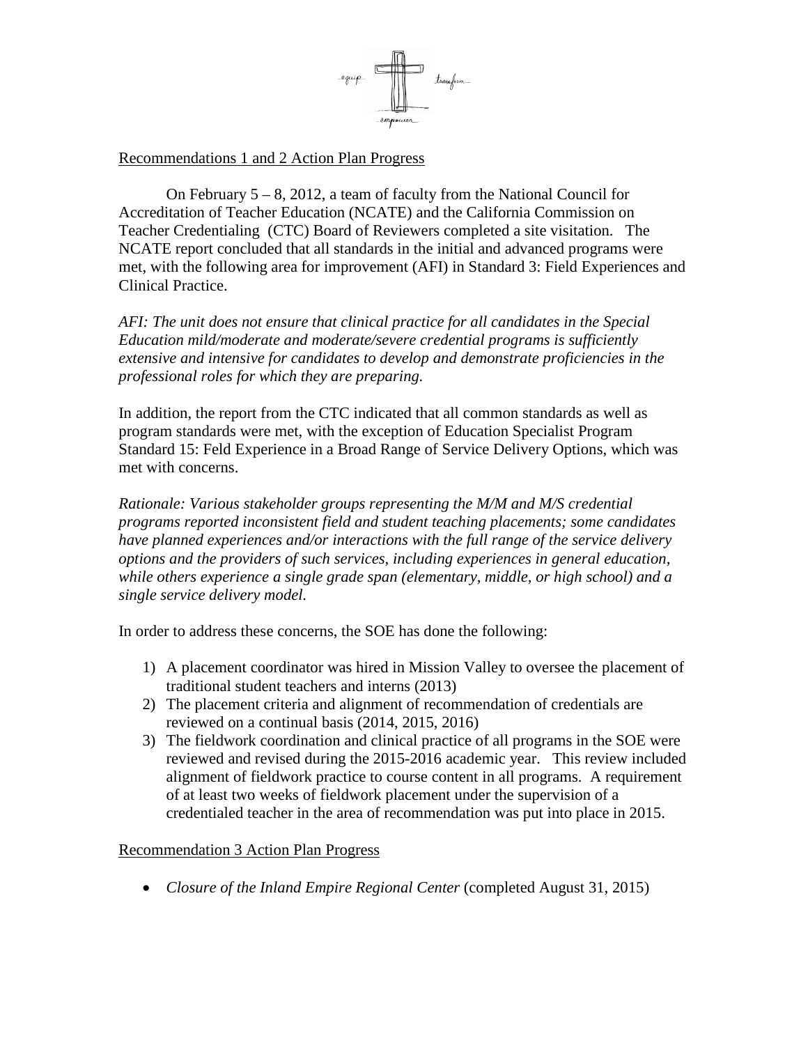Recommendations 1 and 2 Action Plan Progress

On February 5 – 8, 2012, a team of faculty from the National Council for Accreditation of Teacher Education (NCATE) and the California Commission on Teacher Credentialing (CTC) Board of Reviewers completed a site visitation. The NCATE report concluded that all standards in the initial and advanced programs were met, with the following area for improvement (AFI) in Standard 3: Field Experiences and Clinical Practice.

*AFI: The unit does not ensure that clinical practice for all candidates in the Special Education mild/moderate and moderate/severe credential programs is sufficiently extensive and intensive for candidates to develop and demonstrate proficiencies in the professional roles for which they are preparing.*

In addition, the report from the CTC indicated that all common standards as well as program standards were met, with the exception of Education Specialist Program Standard 15: Feld Experience in a Broad Range of Service Delivery Options, which was met with concerns.

*Rationale: Various stakeholder groups representing the M/M and M/S credential programs reported inconsistent field and student teaching placements; some candidates have planned experiences and/or interactions with the full range of the service delivery options and the providers of such services, including experiences in general education, while others experience a single grade span (elementary, middle, or high school) and a single service delivery model.*

In order to address these concerns, the SOE has done the following:

1) A placement coordinator was hired in Mission Valley to oversee the placement of traditional student teachers and interns (2013)
2) The placement criteria and alignment of recommendation of credentials are reviewed on a continual basis (2014, 2015, 2016)
3) The fieldwork coordination and clinical practice of all programs in the SOE were reviewed and revised during the 2015-2016 academic year. This review included alignment of fieldwork practice to course content in all programs. A requirement of at least two weeks of fieldwork placement under the supervision of a credentialed teacher in the area of recommendation was put into place in 2015.

Recommendation 3 Action Plan Progress

- *Closure of the Inland Empire Regional Center* (completed August 31, 2015)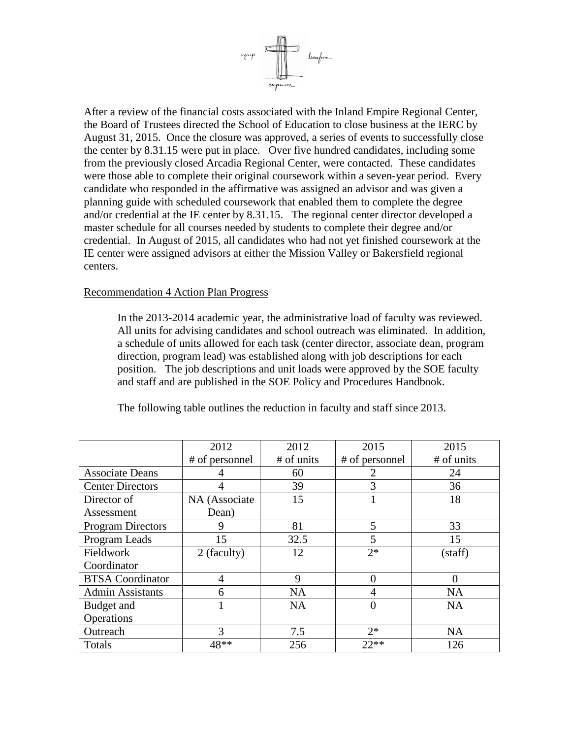After a review of the financial costs associated with the Inland Empire Regional Center, the Board of Trustees directed the School of Education to close business at the IERC by August 31, 2015. Once the closure was approved, a series of events to successfully close the center by 8.31.15 were put in place. Over five hundred candidates, including some from the previously closed Arcadia Regional Center, were contacted. These candidates were those able to complete their original coursework within a seven-year period. Every candidate who responded in the affirmative was assigned an advisor and was given a planning guide with scheduled coursework that enabled them to complete the degree and/or credential at the IE center by 8.31.15. The regional center director developed a master schedule for all courses needed by students to complete their degree and/or credential. In August of 2015, all candidates who had not yet finished coursework at the IE center were assigned advisors at either the Mission Valley or Bakersfield regional centers.

Recommendation 4 Action Plan Progress

In the 2013-2014 academic year, the administrative load of faculty was reviewed. All units for advising candidates and school outreach was eliminated. In addition, a schedule of units allowed for each task (center director, associate dean, program direction, program lead) was established along with job descriptions for each position. The job descriptions and unit loads were approved by the SOE faculty and staff and are published in the SOE Policy and Procedures Handbook.

The following table outlines the reduction in faculty and staff since 2013.

| | 2012 # of personnel | 2012 # of units | 2015 # of personnel | 2015 # of units |
|---|---|---|---|---|
| Associate Deans | 4 | 60 | 2 | 24 |
| Center Directors | 4 | 39 | 3 | 36 |
| Director of Assessment | NA (Associate Dean) | 15 | 1 | 18 |
| Program Directors | 9 | 81 | 5 | 33 |
| Program Leads | 15 | 32.5 | 5 | 15 |
| Fieldwork Coordinator | 2 (faculty) | 12 | 2* | (staff) |
| BTSA Coordinator | 4 | 9 | 0 | 0 |
| Admin Assistants | 6 | NA | 4 | NA |
| Budget and Operations | 1 | NA | 0 | NA |
| Outreach | 3 | 7.5 | 2* | NA |
| Totals | 48** | 256 | 22** | 126 |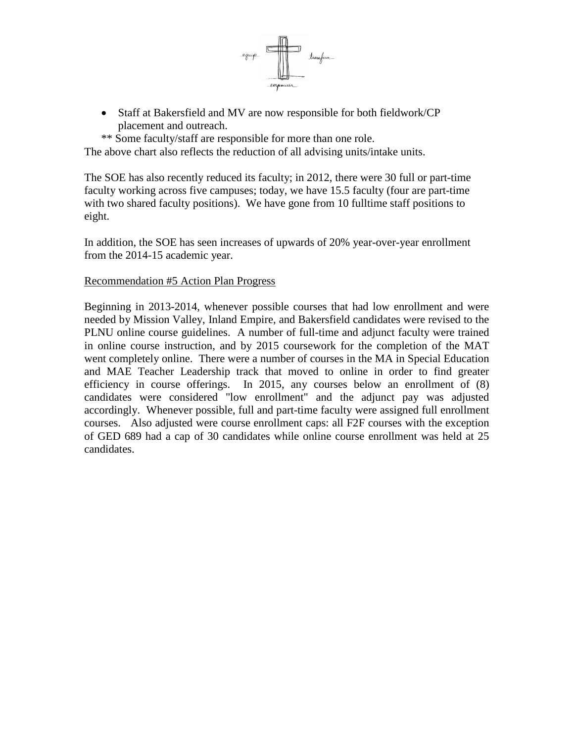- Staff at Bakersfield and MV are now responsible for both fieldwork/CP placement and outreach.

** Some faculty/staff are responsible for more than one role.

The above chart also reflects the reduction of all advising units/intake units.

The SOE has also recently reduced its faculty; in 2012, there were 30 full or part-time faculty working across five campuses; today, we have 15.5 faculty (four are part-time with two shared faculty positions). We have gone from 10 fulltime staff positions to eight.

In addition, the SOE has seen increases of upwards of 20% year-over-year enrollment from the 2014-15 academic year.

Recommendation #5 Action Plan Progress

Beginning in 2013-2014, whenever possible courses that had low enrollment and were needed by Mission Valley, Inland Empire, and Bakersfield candidates were revised to the PLNU online course guidelines. A number of full-time and adjunct faculty were trained in online course instruction, and by 2015 coursework for the completion of the MAT went completely online. There were a number of courses in the MA in Special Education and MAE Teacher Leadership track that moved to online in order to find greater efficiency in course offerings. In 2015, any courses below an enrollment of (8) candidates were considered "low enrollment" and the adjunct pay was adjusted accordingly. Whenever possible, full and part-time faculty were assigned full enrollment courses. Also adjusted were course enrollment caps: all F2F courses with the exception of GED 689 had a cap of 30 candidates while online course enrollment was held at 25 candidates.